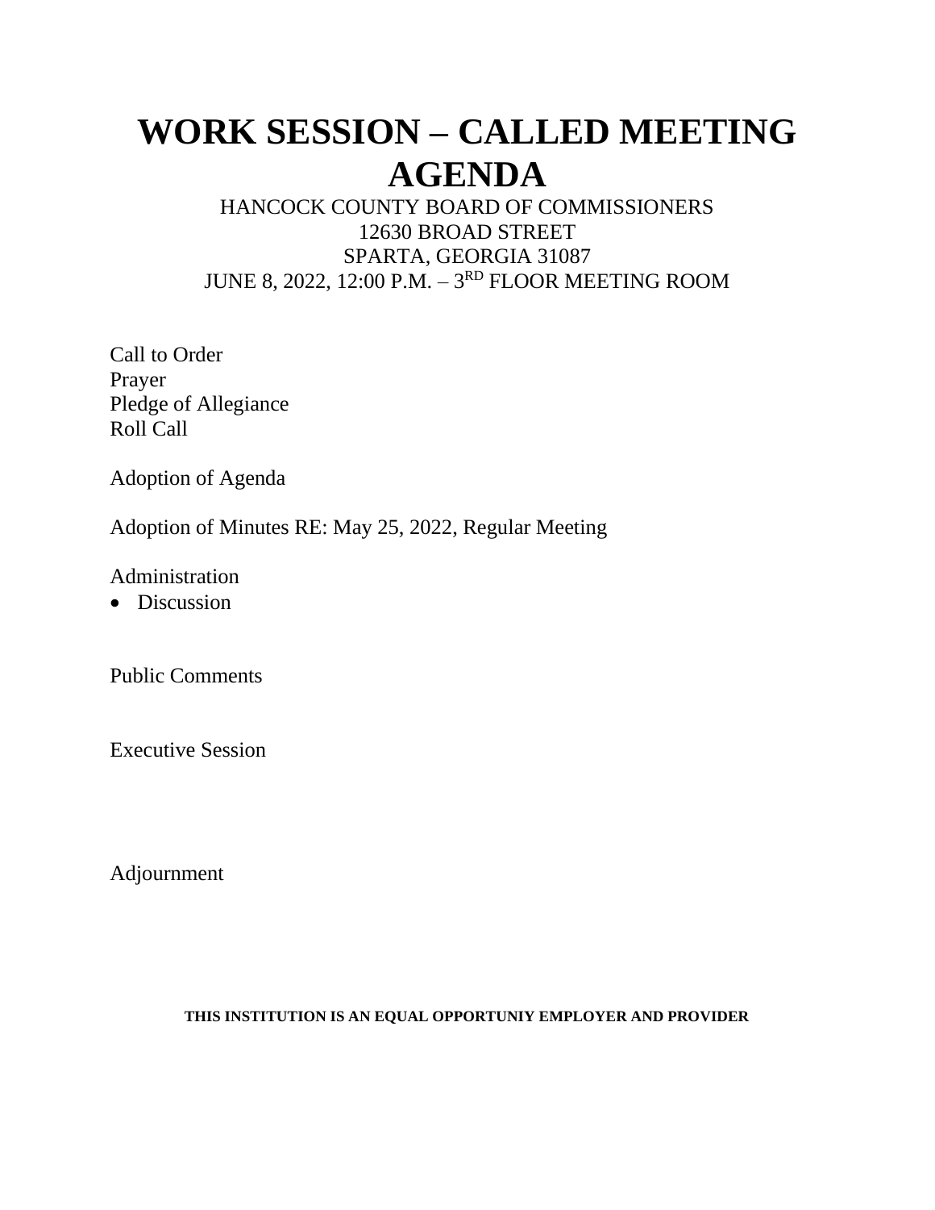# WORK SESSION – CALLED MEETING AGENDA

HANCOCK COUNTY BOARD OF COMMISSIONERS
12630 BROAD STREET
SPARTA, GEORGIA 31087
JUNE 8, 2022, 12:00 P.M. – 3RD FLOOR MEETING ROOM

Call to Order
Prayer
Pledge of Allegiance
Roll Call

Adoption of Agenda

Adoption of Minutes RE: May 25, 2022, Regular Meeting

Administration

- Discussion

Public Comments

Executive Session

Adjournment

**THIS INSTITUTION IS AN EQUAL OPPORTUNIY EMPLOYER AND PROVIDER**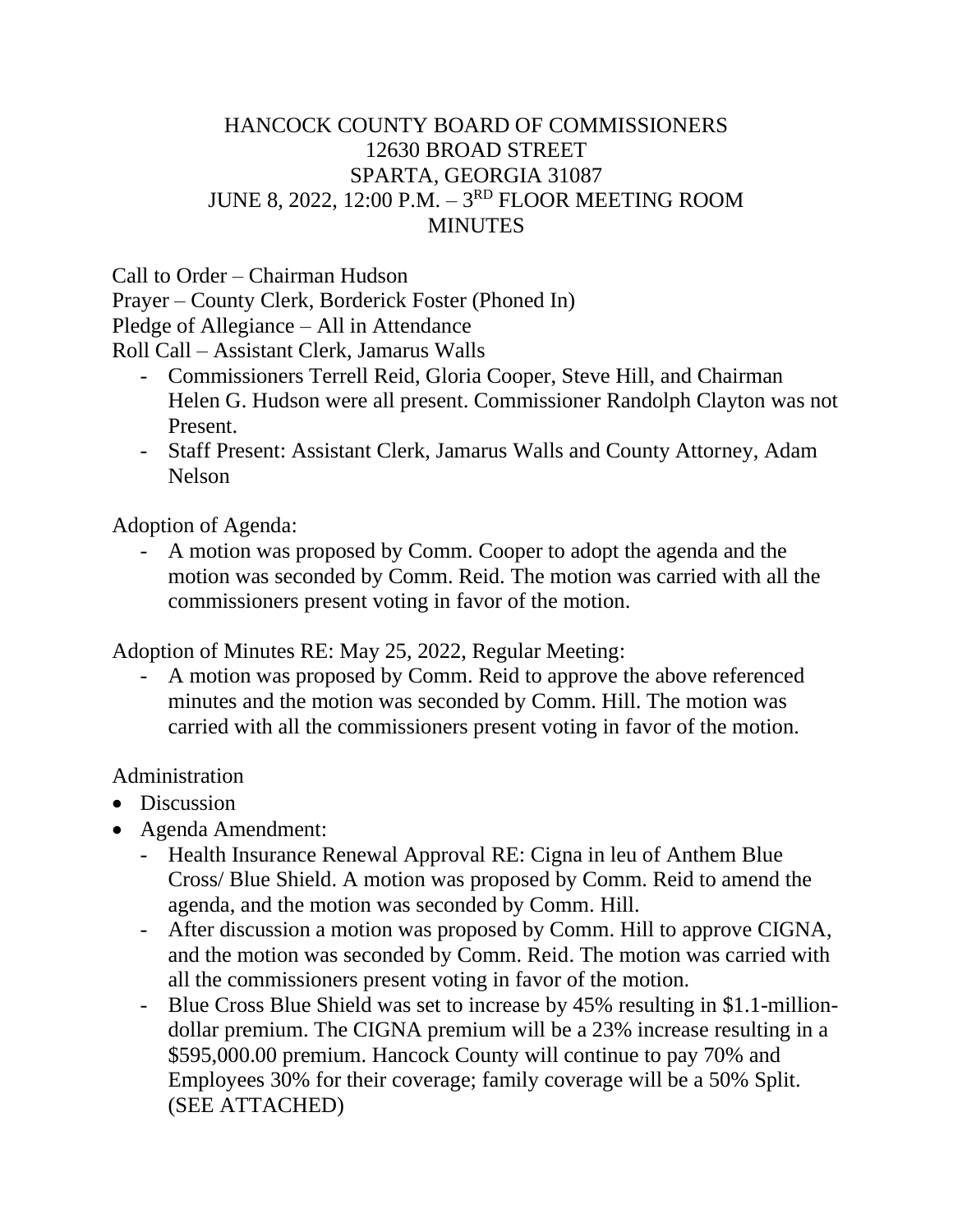# HANCOCK COUNTY BOARD OF COMMISSIONERS
## 12630 BROAD STREET
## SPARTA, GEORGIA 31087
## JUNE 8, 2022, 12:00 P.M. – 3RD FLOOR MEETING ROOM
## MINUTES

Call to Order – Chairman Hudson
Prayer – County Clerk, Borderick Foster (Phoned In)
Pledge of Allegiance – All in Attendance
Roll Call – Assistant Clerk, Jamarus Walls

- Commissioners Terrell Reid, Gloria Cooper, Steve Hill, and Chairman Helen G. Hudson were all present. Commissioner Randolph Clayton was not Present.
- Staff Present: Assistant Clerk, Jamarus Walls and County Attorney, Adam Nelson

Adoption of Agenda:

- A motion was proposed by Comm. Cooper to adopt the agenda and the motion was seconded by Comm. Reid. The motion was carried with all the commissioners present voting in favor of the motion.

Adoption of Minutes RE: May 25, 2022, Regular Meeting:

- A motion was proposed by Comm. Reid to approve the above referenced minutes and the motion was seconded by Comm. Hill. The motion was carried with all the commissioners present voting in favor of the motion.

Administration

- Discussion
- Agenda Amendment:
  - Health Insurance Renewal Approval RE: Cigna in leu of Anthem Blue Cross/ Blue Shield. A motion was proposed by Comm. Reid to amend the agenda, and the motion was seconded by Comm. Hill.
  - After discussion a motion was proposed by Comm. Hill to approve CIGNA, and the motion was seconded by Comm. Reid. The motion was carried with all the commissioners present voting in favor of the motion.
  - Blue Cross Blue Shield was set to increase by 45% resulting in $1.1-million-dollar premium. The CIGNA premium will be a 23% increase resulting in a $595,000.00 premium. Hancock County will continue to pay 70% and Employees 30% for their coverage; family coverage will be a 50% Split. (SEE ATTACHED)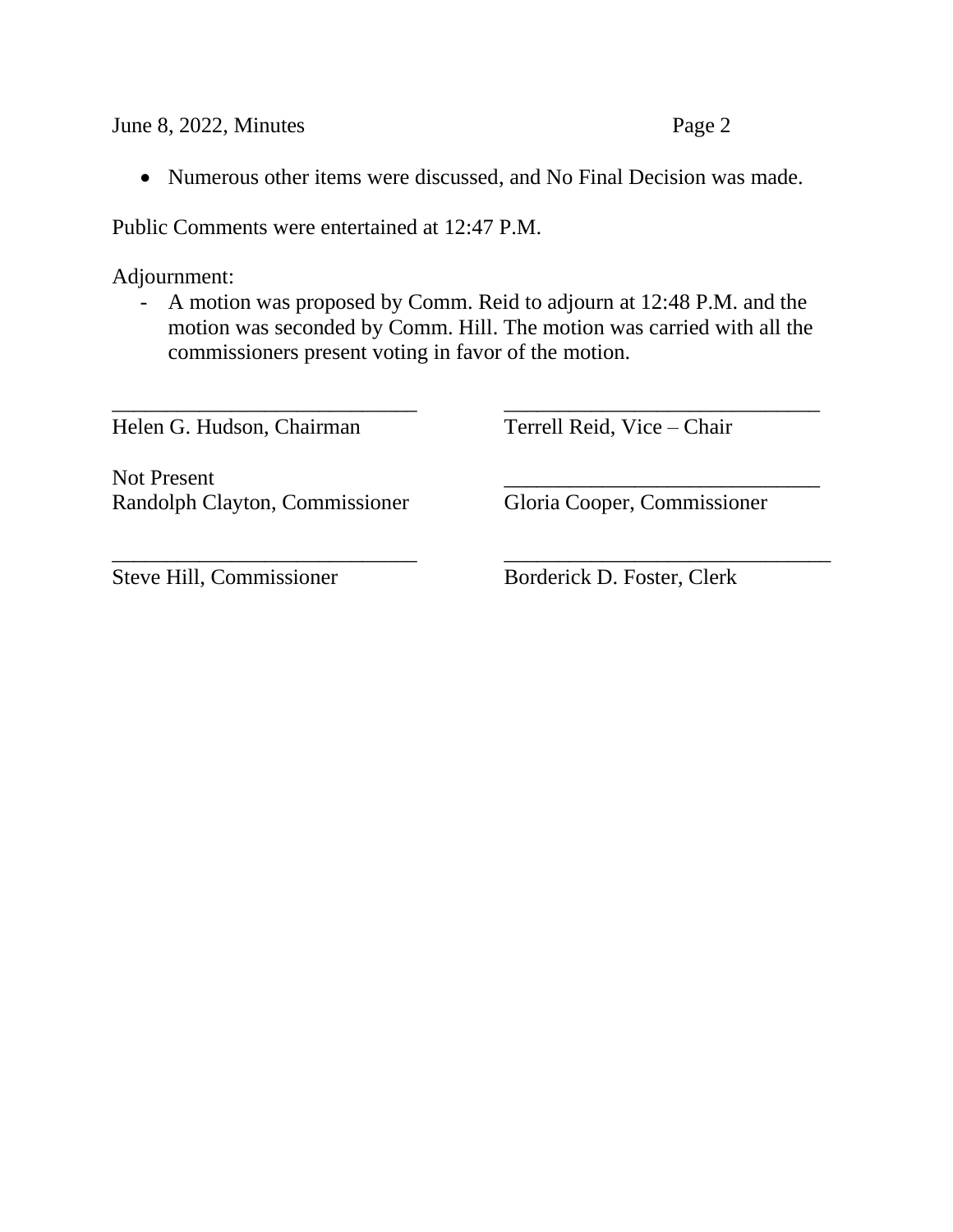- Numerous other items were discussed, and No Final Decision was made.

Public Comments were entertained at 12:47 P.M.

Adjournment:

- A motion was proposed by Comm. Reid to adjourn at 12:48 P.M. and the motion was seconded by Comm. Hill. The motion was carried with all the commissioners present voting in favor of the motion.

| | |
|---|---|
| ____________________________ | ____________________________ |
| Helen G. Hudson, Chairman | Terrell Reid, Vice – Chair |
| Not Present | ____________________________ |
| Randolph Clayton, Commissioner | Gloria Cooper, Commissioner |
| ____________________________ | ____________________________ |
| Steve Hill, Commissioner | Borderick D. Foster, Clerk |